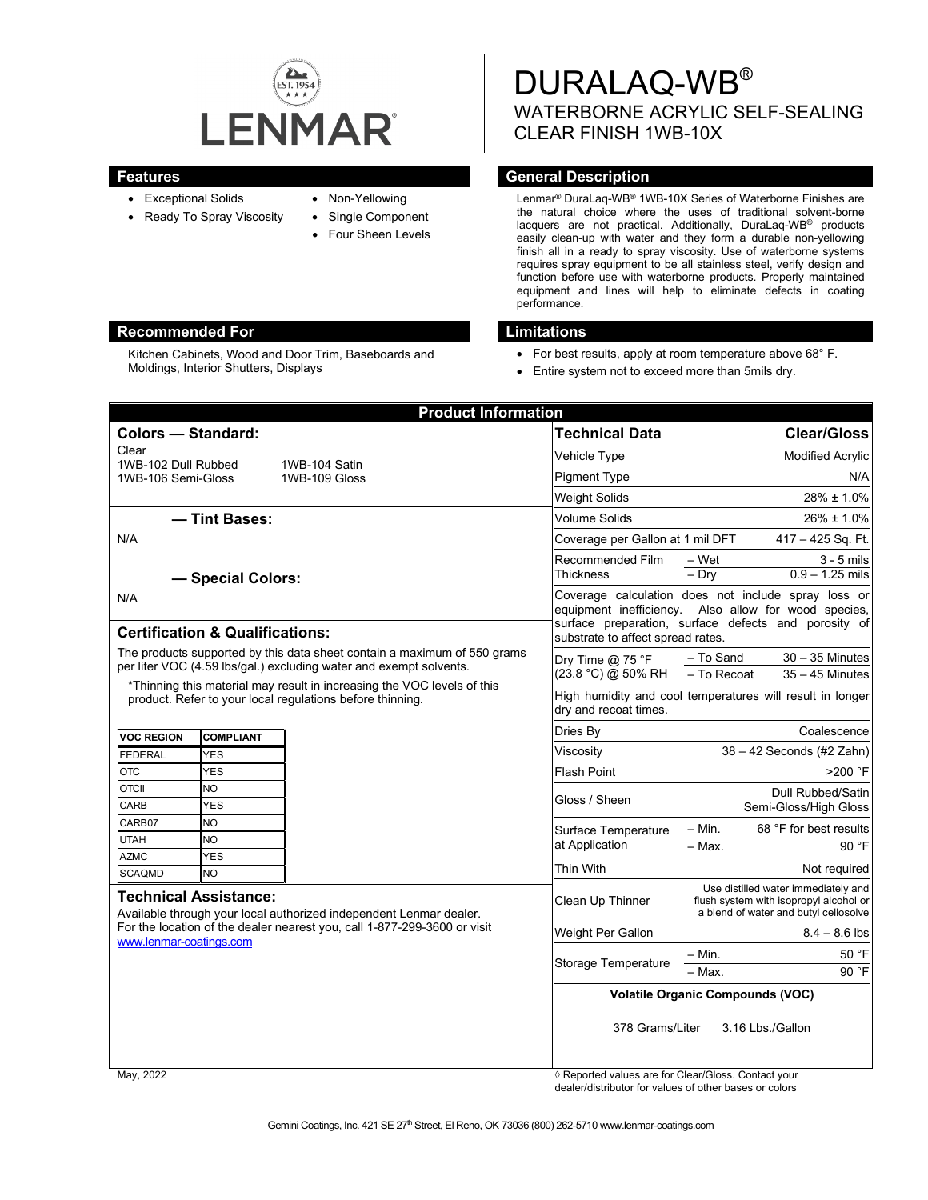# DURALAQ-WB®

## WATERBORNE ACRYLIC SELF-SEALING CLEAR FINISH 1WB-10X

## Features

- Exceptional Solids
- Ready To Spray Viscosity
- Non-Yellowing
- Single Component
- Four Sheen Levels

## General Description

Lenmar® DuraLaq-WB® 1WB-10X Series of Waterborne Finishes are the natural choice where the uses of traditional solvent-borne lacquers are not practical. Additionally, DuraLaq-WB® products easily clean-up with water and they form a durable non-yellowing finish all in a ready to spray viscosity. Use of waterborne systems requires spray equipment to be all stainless steel, verify design and function before use with waterborne products. Properly maintained equipment and lines will help to eliminate defects in coating performance.

## Recommended For

Kitchen Cabinets, Wood and Door Trim, Baseboards and Moldings, Interior Shutters, Displays

## Limitations

- For best results, apply at room temperature above 68° F.
- Entire system not to exceed more than 5mils dry.

## Product Information

### Colors — Standard:

Clear
1WB-102 Dull Rubbed
1WB-104 Satin
1WB-106 Semi-Gloss
1WB-109 Gloss

### — Tint Bases:

N/A

### — Special Colors:

N/A

### Certification & Qualifications:

The products supported by this data sheet contain a maximum of 550 grams per liter VOC (4.59 lbs/gal.) excluding water and exempt solvents.

*Thinning this material may result in increasing the VOC levels of this product. Refer to your local regulations before thinning.

| VOC REGION | COMPLIANT |
|---|---|
| FEDERAL | YES |
| OTC | YES |
| OTCII | NO |
| CARB | YES |
| CARB07 | NO |
| UTAH | NO |
| AZMC | YES |
| SCAQMD | NO |

### Technical Assistance:

Available through your local authorized independent Lenmar dealer. For the location of the dealer nearest you, call 1-877-299-3600 or visit www.lenmar-coatings.com

| Technical Data | | Clear/Gloss |
|---|---|---|
| Vehicle Type | | Modified Acrylic |
| Pigment Type | | N/A |
| Weight Solids | | 28% ± 1.0% |
| Volume Solids | | 26% ± 1.0% |
| Coverage per Gallon at 1 mil DFT | | 417 – 425 Sq. Ft. |
| Recommended Film Thickness | – Wet | 3 - 5 mils |
| | – Dry | 0.9 – 1.25 mils |
| Coverage calculation does not include spray loss or equipment inefficiency. Also allow for wood species, surface preparation, surface defects and porosity of substrate to affect spread rates. | | |
| Dry Time @ 75 °F (23.8 °C) @ 50% RH | – To Sand | 30 – 35 Minutes |
| | – To Recoat | 35 – 45 Minutes |
| High humidity and cool temperatures will result in longer dry and recoat times. | | |
| Dries By | | Coalescence |
| Viscosity | | 38 – 42 Seconds (#2 Zahn) |
| Flash Point | | >200 °F |
| Gloss / Sheen | | Dull Rubbed/Satin Semi-Gloss/High Gloss |
| Surface Temperature at Application | – Min. | 68 °F for best results |
| | – Max. | 90 °F |
| Thin With | | Not required |
| Clean Up Thinner | | Use distilled water immediately and flush system with isopropyl alcohol or a blend of water and butyl cellosolve |
| Weight Per Gallon | | 8.4 – 8.6 lbs |
| Storage Temperature | – Min. | 50 °F |
| | – Max. | 90 °F |

**Volatile Organic Compounds (VOC)**

378 Grams/Liter 3.16 Lbs./Gallon

May, 2022

◊ Reported values are for Clear/Gloss. Contact your dealer/distributor for values of other bases or colors

Gemini Coatings, Inc. 421 SE 27th Street, El Reno, OK 73036 (800) 262-5710 www.lenmar-coatings.com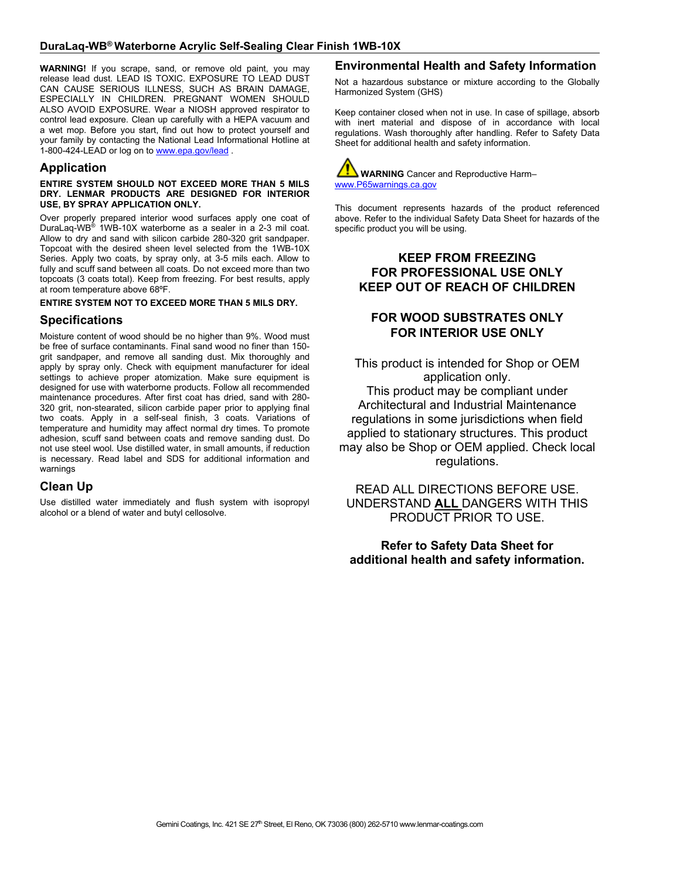## DuraLaq-WB® Waterborne Acrylic Self-Sealing Clear Finish 1WB-10X

**WARNING!** If you scrape, sand, or remove old paint, you may release lead dust. LEAD IS TOXIC. EXPOSURE TO LEAD DUST CAN CAUSE SERIOUS ILLNESS, SUCH AS BRAIN DAMAGE, ESPECIALLY IN CHILDREN. PREGNANT WOMEN SHOULD ALSO AVOID EXPOSURE. Wear a NIOSH approved respirator to control lead exposure. Clean up carefully with a HEPA vacuum and a wet mop. Before you start, find out how to protect yourself and your family by contacting the National Lead Informational Hotline at 1-800-424-LEAD or log on to www.epa.gov/lead .

### Application

**ENTIRE SYSTEM SHOULD NOT EXCEED MORE THAN 5 MILS DRY. LENMAR PRODUCTS ARE DESIGNED FOR INTERIOR USE, BY SPRAY APPLICATION ONLY.**

Over properly prepared interior wood surfaces apply one coat of DuraLaq-WB® 1WB-10X waterborne as a sealer in a 2-3 mil coat. Allow to dry and sand with silicon carbide 280-320 grit sandpaper. Topcoat with the desired sheen level selected from the 1WB-10X Series. Apply two coats, by spray only, at 3-5 mils each. Allow to fully and scuff sand between all coats. Do not exceed more than two topcoats (3 coats total). Keep from freezing. For best results, apply at room temperature above 68ºF.

**ENTIRE SYSTEM NOT TO EXCEED MORE THAN 5 MILS DRY.**

### Specifications

Moisture content of wood should be no higher than 9%. Wood must be free of surface contaminants. Final sand wood no finer than 150-grit sandpaper, and remove all sanding dust. Mix thoroughly and apply by spray only. Check with equipment manufacturer for ideal settings to achieve proper atomization. Make sure equipment is designed for use with waterborne products. Follow all recommended maintenance procedures. After first coat has dried, sand with 280-320 grit, non-stearated, silicon carbide paper prior to applying final two coats. Apply in a self-seal finish, 3 coats. Variations of temperature and humidity may affect normal dry times. To promote adhesion, scuff sand between coats and remove sanding dust. Do not use steel wool. Use distilled water, in small amounts, if reduction is necessary. Read label and SDS for additional information and warnings

### Clean Up

Use distilled water immediately and flush system with isopropyl alcohol or a blend of water and butyl cellosolve.

### Environmental Health and Safety Information

Not a hazardous substance or mixture according to the Globally Harmonized System (GHS)

Keep container closed when not in use. In case of spillage, absorb with inert material and dispose of in accordance with local regulations. Wash thoroughly after handling. Refer to Safety Data Sheet for additional health and safety information.

**WARNING** Cancer and Reproductive Harm– www.P65warnings.ca.gov

This document represents hazards of the product referenced above. Refer to the individual Safety Data Sheet for hazards of the specific product you will be using.

**KEEP FROM FREEZING**
**FOR PROFESSIONAL USE ONLY**
**KEEP OUT OF REACH OF CHILDREN**

**FOR WOOD SUBSTRATES ONLY**
**FOR INTERIOR USE ONLY**

This product is intended for Shop or OEM application only.
This product may be compliant under Architectural and Industrial Maintenance regulations in some jurisdictions when field applied to stationary structures. This product may also be Shop or OEM applied. Check local regulations.

READ ALL DIRECTIONS BEFORE USE. UNDERSTAND **ALL** DANGERS WITH THIS PRODUCT PRIOR TO USE.

**Refer to Safety Data Sheet for additional health and safety information.**

Gemini Coatings, Inc. 421 SE 27th Street, El Reno, OK 73036 (800) 262-5710 www.lenmar-coatings.com